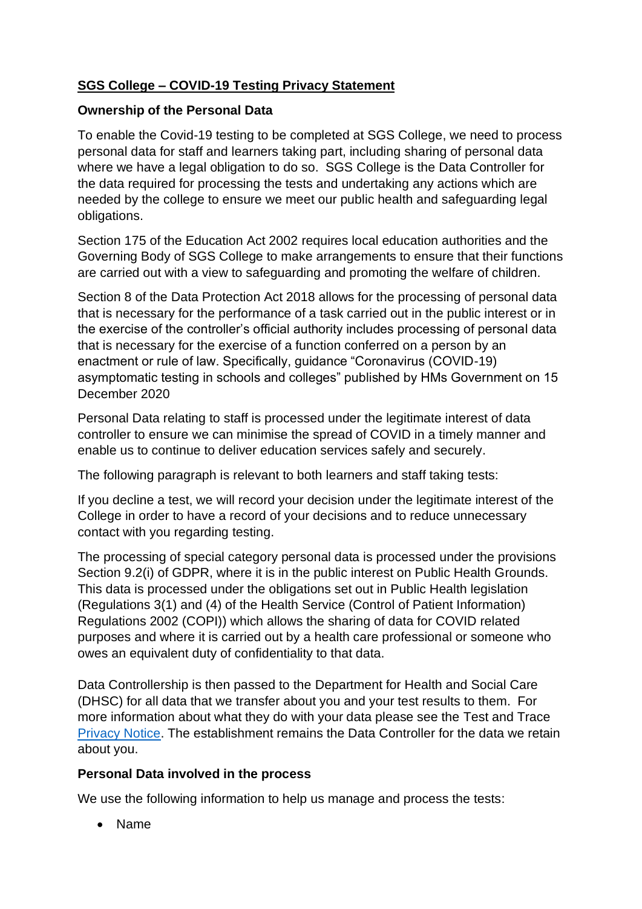# SGS College – COVID-19 Testing Privacy Statement

## Ownership of the Personal Data

To enable the Covid-19 testing to be completed at SGS College, we need to process personal data for staff and learners taking part, including sharing of personal data where we have a legal obligation to do so. SGS College is the Data Controller for the data required for processing the tests and undertaking any actions which are needed by the college to ensure we meet our public health and safeguarding legal obligations.

Section 175 of the Education Act 2002 requires local education authorities and the Governing Body of SGS College to make arrangements to ensure that their functions are carried out with a view to safeguarding and promoting the welfare of children.

Section 8 of the Data Protection Act 2018 allows for the processing of personal data that is necessary for the performance of a task carried out in the public interest or in the exercise of the controller's official authority includes processing of personal data that is necessary for the exercise of a function conferred on a person by an enactment or rule of law. Specifically, guidance "Coronavirus (COVID-19) asymptomatic testing in schools and colleges" published by HMs Government on 15 December 2020

Personal Data relating to staff is processed under the legitimate interest of data controller to ensure we can minimise the spread of COVID in a timely manner and enable us to continue to deliver education services safely and securely.

The following paragraph is relevant to both learners and staff taking tests:

If you decline a test, we will record your decision under the legitimate interest of the College in order to have a record of your decisions and to reduce unnecessary contact with you regarding testing.

The processing of special category personal data is processed under the provisions Section 9.2(i) of GDPR, where it is in the public interest on Public Health Grounds. This data is processed under the obligations set out in Public Health legislation (Regulations 3(1) and (4) of the Health Service (Control of Patient Information) Regulations 2002 (COPI)) which allows the sharing of data for COVID related purposes and where it is carried out by a health care professional or someone who owes an equivalent duty of confidentiality to that data.

Data Controllership is then passed to the Department for Health and Social Care (DHSC) for all data that we transfer about you and your test results to them. For more information about what they do with your data please see the Test and Trace Privacy Notice. The establishment remains the Data Controller for the data we retain about you.

## Personal Data involved in the process

We use the following information to help us manage and process the tests:

- Name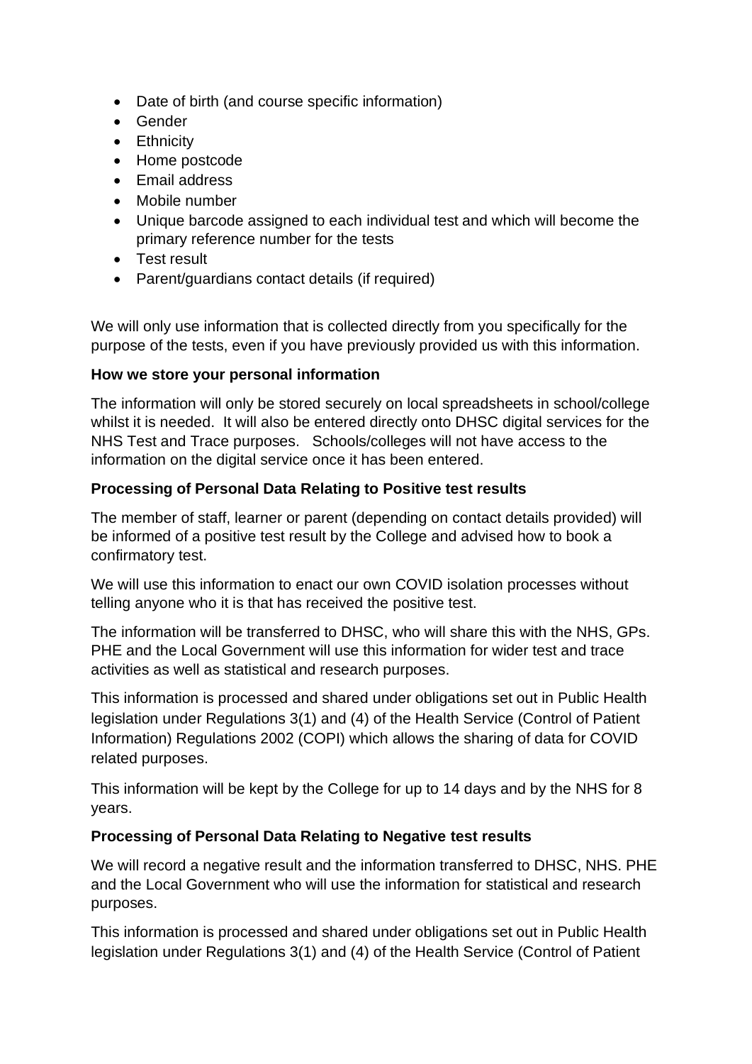- Date of birth (and course specific information)
- Gender
- Ethnicity
- Home postcode
- Email address
- Mobile number
- Unique barcode assigned to each individual test and which will become the primary reference number for the tests
- Test result
- Parent/guardians contact details (if required)

We will only use information that is collected directly from you specifically for the purpose of the tests, even if you have previously provided us with this information.

**How we store your personal information**

The information will only be stored securely on local spreadsheets in school/college whilst it is needed. It will also be entered directly onto DHSC digital services for the NHS Test and Trace purposes. Schools/colleges will not have access to the information on the digital service once it has been entered.

**Processing of Personal Data Relating to Positive test results**

The member of staff, learner or parent (depending on contact details provided) will be informed of a positive test result by the College and advised how to book a confirmatory test.

We will use this information to enact our own COVID isolation processes without telling anyone who it is that has received the positive test.

The information will be transferred to DHSC, who will share this with the NHS, GPs. PHE and the Local Government will use this information for wider test and trace activities as well as statistical and research purposes.

This information is processed and shared under obligations set out in Public Health legislation under Regulations 3(1) and (4) of the Health Service (Control of Patient Information) Regulations 2002 (COPI) which allows the sharing of data for COVID related purposes.

This information will be kept by the College for up to 14 days and by the NHS for 8 years.

**Processing of Personal Data Relating to Negative test results**

We will record a negative result and the information transferred to DHSC, NHS. PHE and the Local Government who will use the information for statistical and research purposes.

This information is processed and shared under obligations set out in Public Health legislation under Regulations 3(1) and (4) of the Health Service (Control of Patient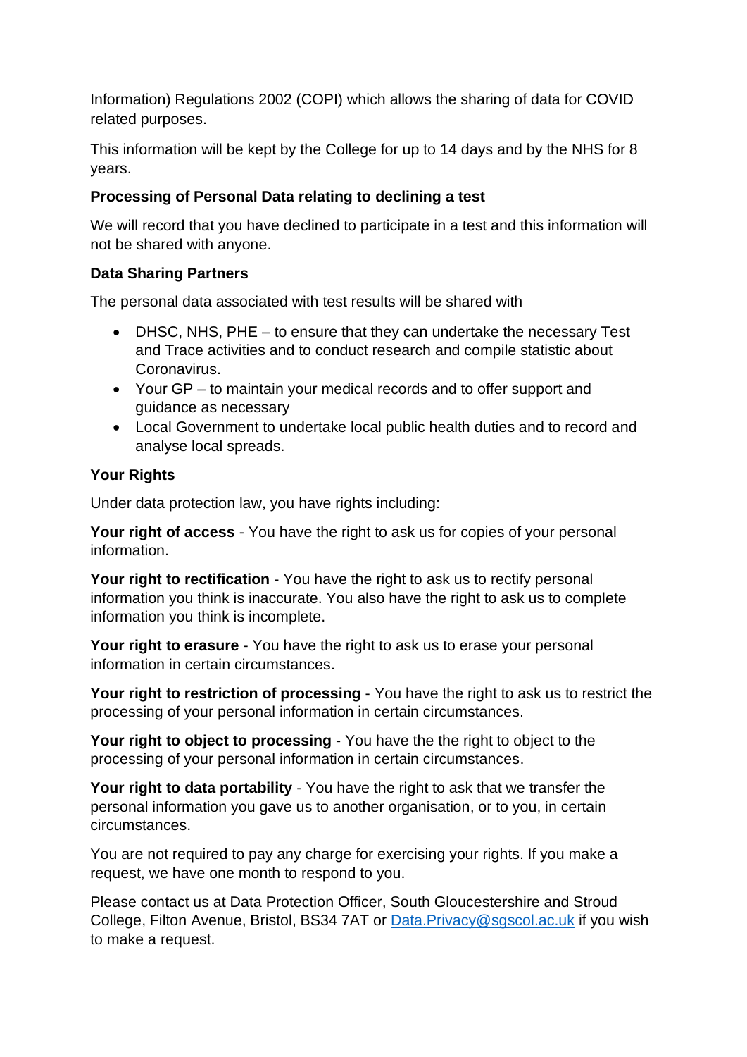Information) Regulations 2002 (COPI) which allows the sharing of data for COVID related purposes.

This information will be kept by the College for up to 14 days and by the NHS for 8 years.

**Processing of Personal Data relating to declining a test**

We will record that you have declined to participate in a test and this information will not be shared with anyone.

**Data Sharing Partners**

The personal data associated with test results will be shared with

- DHSC, NHS, PHE – to ensure that they can undertake the necessary Test and Trace activities and to conduct research and compile statistic about Coronavirus.
- Your GP – to maintain your medical records and to offer support and guidance as necessary
- Local Government to undertake local public health duties and to record and analyse local spreads.

**Your Rights**

Under data protection law, you have rights including:

**Your right of access** - You have the right to ask us for copies of your personal information.

**Your right to rectification** - You have the right to ask us to rectify personal information you think is inaccurate. You also have the right to ask us to complete information you think is incomplete.

**Your right to erasure** - You have the right to ask us to erase your personal information in certain circumstances.

**Your right to restriction of processing** - You have the right to ask us to restrict the processing of your personal information in certain circumstances.

**Your right to object to processing** - You have the the right to object to the processing of your personal information in certain circumstances.

**Your right to data portability** - You have the right to ask that we transfer the personal information you gave us to another organisation, or to you, in certain circumstances.

You are not required to pay any charge for exercising your rights. If you make a request, we have one month to respond to you.

Please contact us at Data Protection Officer, South Gloucestershire and Stroud College, Filton Avenue, Bristol, BS34 7AT or [Data.Privacy@sgscol.ac.uk](mailto:Data.Privacy@sgscol.ac.uk) if you wish to make a request.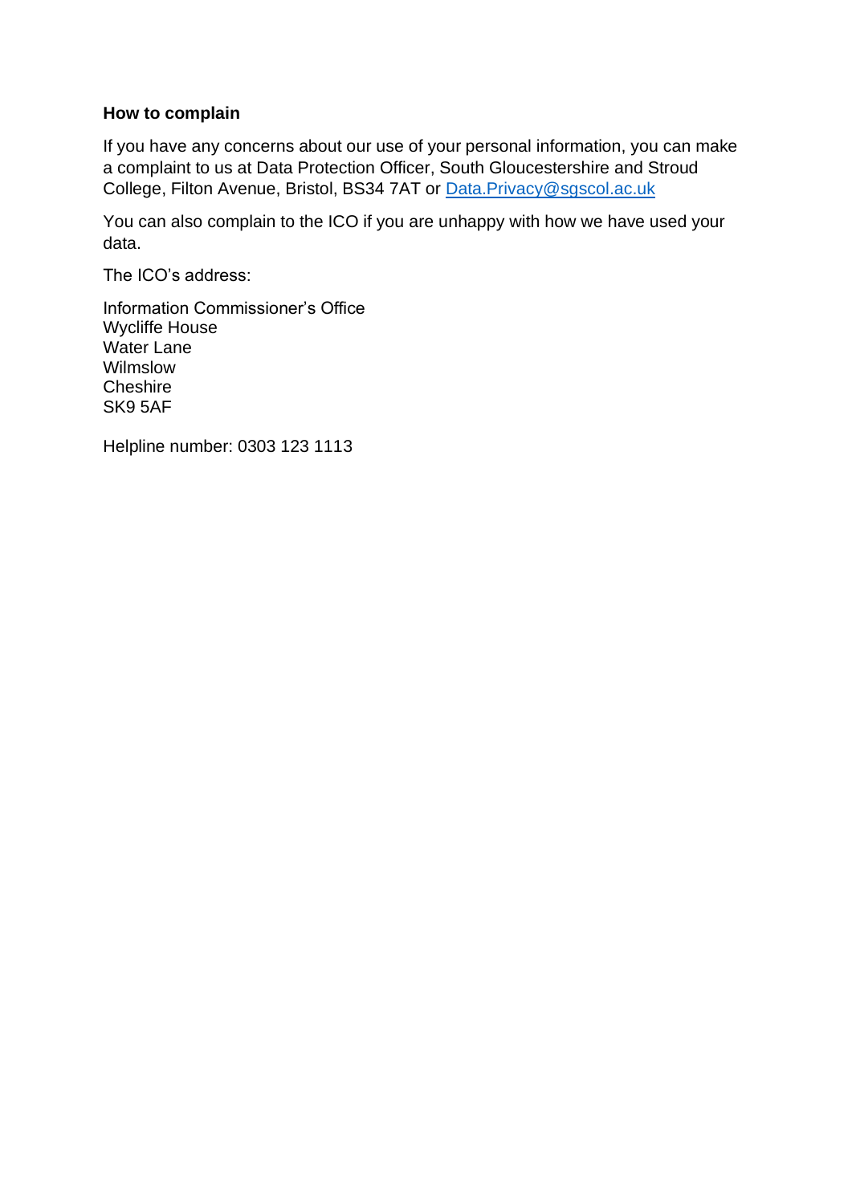**How to complain**

If you have any concerns about our use of your personal information, you can make a complaint to us at Data Protection Officer, South Gloucestershire and Stroud College, Filton Avenue, Bristol, BS34 7AT or Data.Privacy@sgscol.ac.uk

You can also complain to the ICO if you are unhappy with how we have used your data.

The ICO's address:

Information Commissioner's Office  
Wycliffe House  
Water Lane  
Wilmslow  
Cheshire  
SK9 5AF

Helpline number: 0303 123 1113